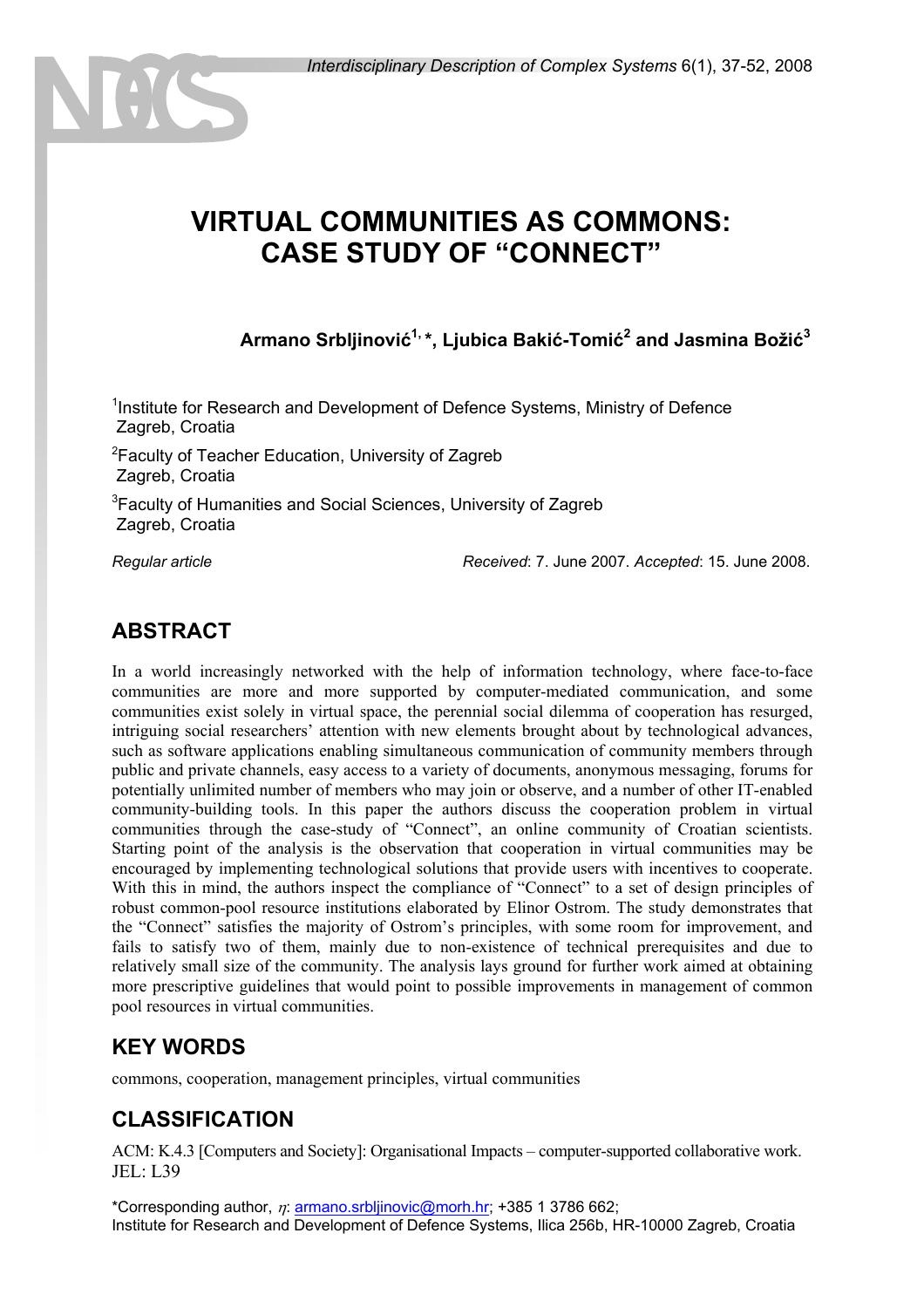# VIRTUAL COMMUNITIES AS COMMONS: CASE STUDY OF "CONNECT"

**Armano Srbljinović[1,*], Ljubica Bakić-Tomić[2] and Jasmina Božić[3]**

[1]Institute for Research and Development of Defence Systems, Ministry of Defence Zagreb, Croatia

[2]Faculty of Teacher Education, University of Zagreb Zagreb, Croatia

[3]Faculty of Humanities and Social Sciences, University of Zagreb Zagreb, Croatia

*Regular article*

*Received*: 7. June 2007. *Accepted*: 15. June 2008.

## ABSTRACT

In a world increasingly networked with the help of information technology, where face-to-face communities are more and more supported by computer-mediated communication, and some communities exist solely in virtual space, the perennial social dilemma of cooperation has resurged, intriguing social researchers' attention with new elements brought about by technological advances, such as software applications enabling simultaneous communication of community members through public and private channels, easy access to a variety of documents, anonymous messaging, forums for potentially unlimited number of members who may join or observe, and a number of other IT-enabled community-building tools. In this paper the authors discuss the cooperation problem in virtual communities through the case-study of "Connect", an online community of Croatian scientists. Starting point of the analysis is the observation that cooperation in virtual communities may be encouraged by implementing technological solutions that provide users with incentives to cooperate. With this in mind, the authors inspect the compliance of "Connect" to a set of design principles of robust common-pool resource institutions elaborated by Elinor Ostrom. The study demonstrates that the "Connect" satisfies the majority of Ostrom's principles, with some room for improvement, and fails to satisfy two of them, mainly due to non-existence of technical prerequisites and due to relatively small size of the community. The analysis lays ground for further work aimed at obtaining more prescriptive guidelines that would point to possible improvements in management of common pool resources in virtual communities.

## KEY WORDS

commons, cooperation, management principles, virtual communities

## CLASSIFICATION

ACM: K.4.3 [Computers and Society]: Organisational Impacts – computer-supported collaborative work.
JEL: L39

*Corresponding author, $\eta$: armano.srbljinovic@morh.hr; +385 1 3786 662;
Institute for Research and Development of Defence Systems, Ilica 256b, HR-10000 Zagreb, Croatia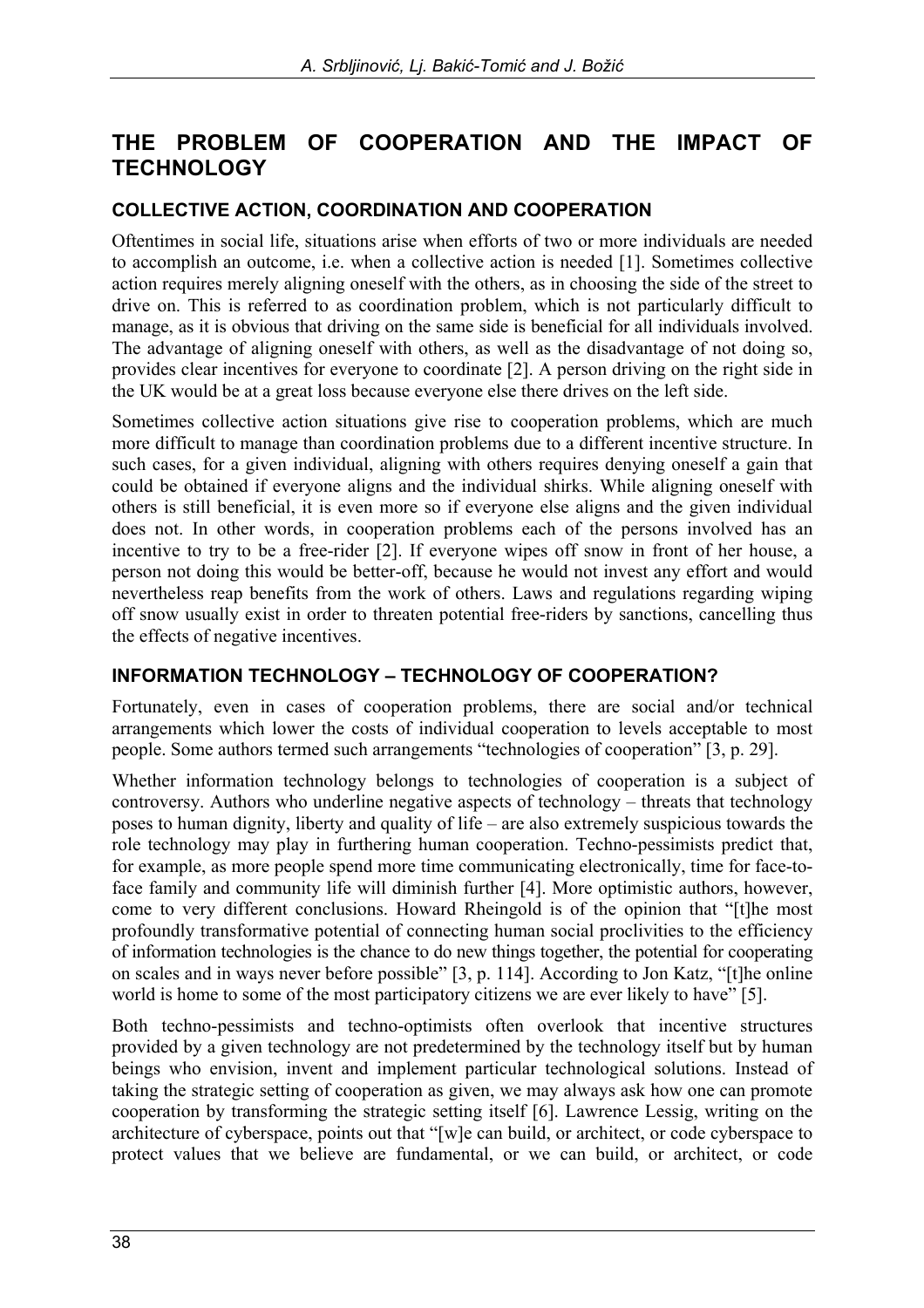## THE PROBLEM OF COOPERATION AND THE IMPACT OF TECHNOLOGY

### COLLECTIVE ACTION, COORDINATION AND COOPERATION

Oftentimes in social life, situations arise when efforts of two or more individuals are needed to accomplish an outcome, i.e. when a collective action is needed [1]. Sometimes collective action requires merely aligning oneself with the others, as in choosing the side of the street to drive on. This is referred to as coordination problem, which is not particularly difficult to manage, as it is obvious that driving on the same side is beneficial for all individuals involved. The advantage of aligning oneself with others, as well as the disadvantage of not doing so, provides clear incentives for everyone to coordinate [2]. A person driving on the right side in the UK would be at a great loss because everyone else there drives on the left side.

Sometimes collective action situations give rise to cooperation problems, which are much more difficult to manage than coordination problems due to a different incentive structure. In such cases, for a given individual, aligning with others requires denying oneself a gain that could be obtained if everyone aligns and the individual shirks. While aligning oneself with others is still beneficial, it is even more so if everyone else aligns and the given individual does not. In other words, in cooperation problems each of the persons involved has an incentive to try to be a free-rider [2]. If everyone wipes off snow in front of her house, a person not doing this would be better-off, because he would not invest any effort and would nevertheless reap benefits from the work of others. Laws and regulations regarding wiping off snow usually exist in order to threaten potential free-riders by sanctions, cancelling thus the effects of negative incentives.

### INFORMATION TECHNOLOGY – TECHNOLOGY OF COOPERATION?

Fortunately, even in cases of cooperation problems, there are social and/or technical arrangements which lower the costs of individual cooperation to levels acceptable to most people. Some authors termed such arrangements "technologies of cooperation" [3, p. 29].

Whether information technology belongs to technologies of cooperation is a subject of controversy. Authors who underline negative aspects of technology – threats that technology poses to human dignity, liberty and quality of life – are also extremely suspicious towards the role technology may play in furthering human cooperation. Techno-pessimists predict that, for example, as more people spend more time communicating electronically, time for face-to-face family and community life will diminish further [4]. More optimistic authors, however, come to very different conclusions. Howard Rheingold is of the opinion that "[t]he most profoundly transformative potential of connecting human social proclivities to the efficiency of information technologies is the chance to do new things together, the potential for cooperating on scales and in ways never before possible" [3, p. 114]. According to Jon Katz, "[t]he online world is home to some of the most participatory citizens we are ever likely to have" [5].

Both techno-pessimists and techno-optimists often overlook that incentive structures provided by a given technology are not predetermined by the technology itself but by human beings who envision, invent and implement particular technological solutions. Instead of taking the strategic setting of cooperation as given, we may always ask how one can promote cooperation by transforming the strategic setting itself [6]. Lawrence Lessig, writing on the architecture of cyberspace, points out that "[w]e can build, or architect, or code cyberspace to protect values that we believe are fundamental, or we can build, or architect, or code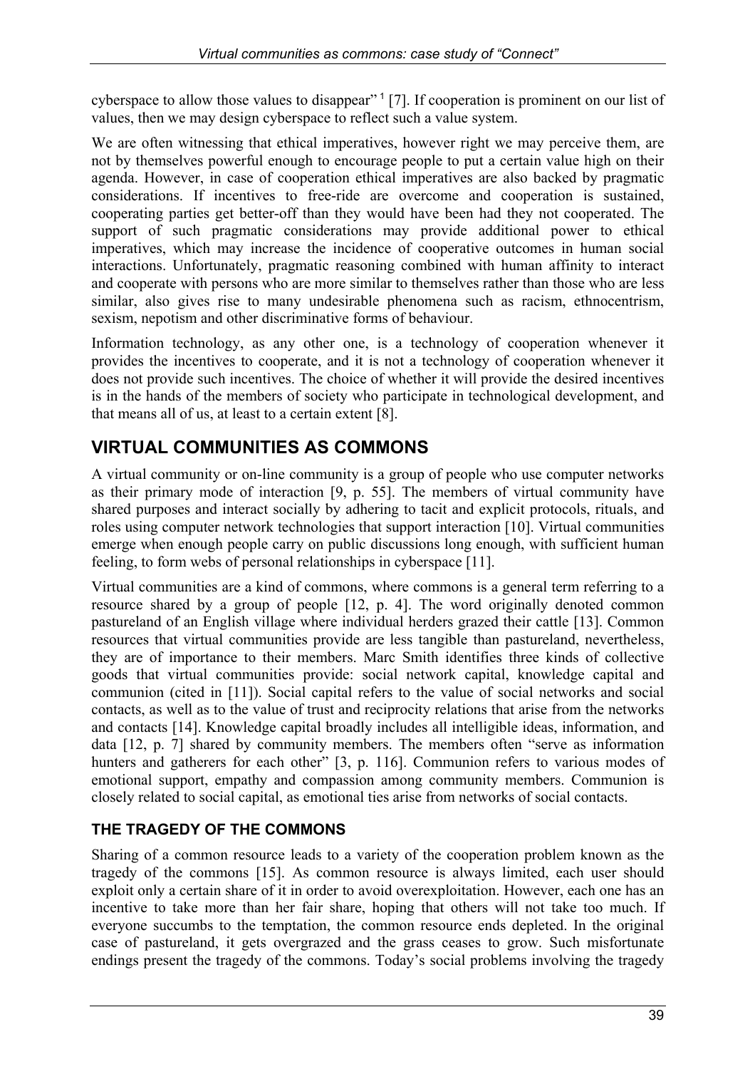cyberspace to allow those values to disappear" [1] [7]. If cooperation is prominent on our list of values, then we may design cyberspace to reflect such a value system.

We are often witnessing that ethical imperatives, however right we may perceive them, are not by themselves powerful enough to encourage people to put a certain value high on their agenda. However, in case of cooperation ethical imperatives are also backed by pragmatic considerations. If incentives to free-ride are overcome and cooperation is sustained, cooperating parties get better-off than they would have been had they not cooperated. The support of such pragmatic considerations may provide additional power to ethical imperatives, which may increase the incidence of cooperative outcomes in human social interactions. Unfortunately, pragmatic reasoning combined with human affinity to interact and cooperate with persons who are more similar to themselves rather than those who are less similar, also gives rise to many undesirable phenomena such as racism, ethnocentrism, sexism, nepotism and other discriminative forms of behaviour.

Information technology, as any other one, is a technology of cooperation whenever it provides the incentives to cooperate, and it is not a technology of cooperation whenever it does not provide such incentives. The choice of whether it will provide the desired incentives is in the hands of the members of society who participate in technological development, and that means all of us, at least to a certain extent [8].

## VIRTUAL COMMUNITIES AS COMMONS

A virtual community or on-line community is a group of people who use computer networks as their primary mode of interaction [9, p. 55]. The members of virtual community have shared purposes and interact socially by adhering to tacit and explicit protocols, rituals, and roles using computer network technologies that support interaction [10]. Virtual communities emerge when enough people carry on public discussions long enough, with sufficient human feeling, to form webs of personal relationships in cyberspace [11].

Virtual communities are a kind of commons, where commons is a general term referring to a resource shared by a group of people [12, p. 4]. The word originally denoted common pastureland of an English village where individual herders grazed their cattle [13]. Common resources that virtual communities provide are less tangible than pastureland, nevertheless, they are of importance to their members. Marc Smith identifies three kinds of collective goods that virtual communities provide: social network capital, knowledge capital and communion (cited in [11]). Social capital refers to the value of social networks and social contacts, as well as to the value of trust and reciprocity relations that arise from the networks and contacts [14]. Knowledge capital broadly includes all intelligible ideas, information, and data [12, p. 7] shared by community members. The members often "serve as information hunters and gatherers for each other" [3, p. 116]. Communion refers to various modes of emotional support, empathy and compassion among community members. Communion is closely related to social capital, as emotional ties arise from networks of social contacts.

### THE TRAGEDY OF THE COMMONS

Sharing of a common resource leads to a variety of the cooperation problem known as the tragedy of the commons [15]. As common resource is always limited, each user should exploit only a certain share of it in order to avoid overexploitation. However, each one has an incentive to take more than her fair share, hoping that others will not take too much. If everyone succumbs to the temptation, the common resource ends depleted. In the original case of pastureland, it gets overgrazed and the grass ceases to grow. Such misfortunate endings present the tragedy of the commons. Today's social problems involving the tragedy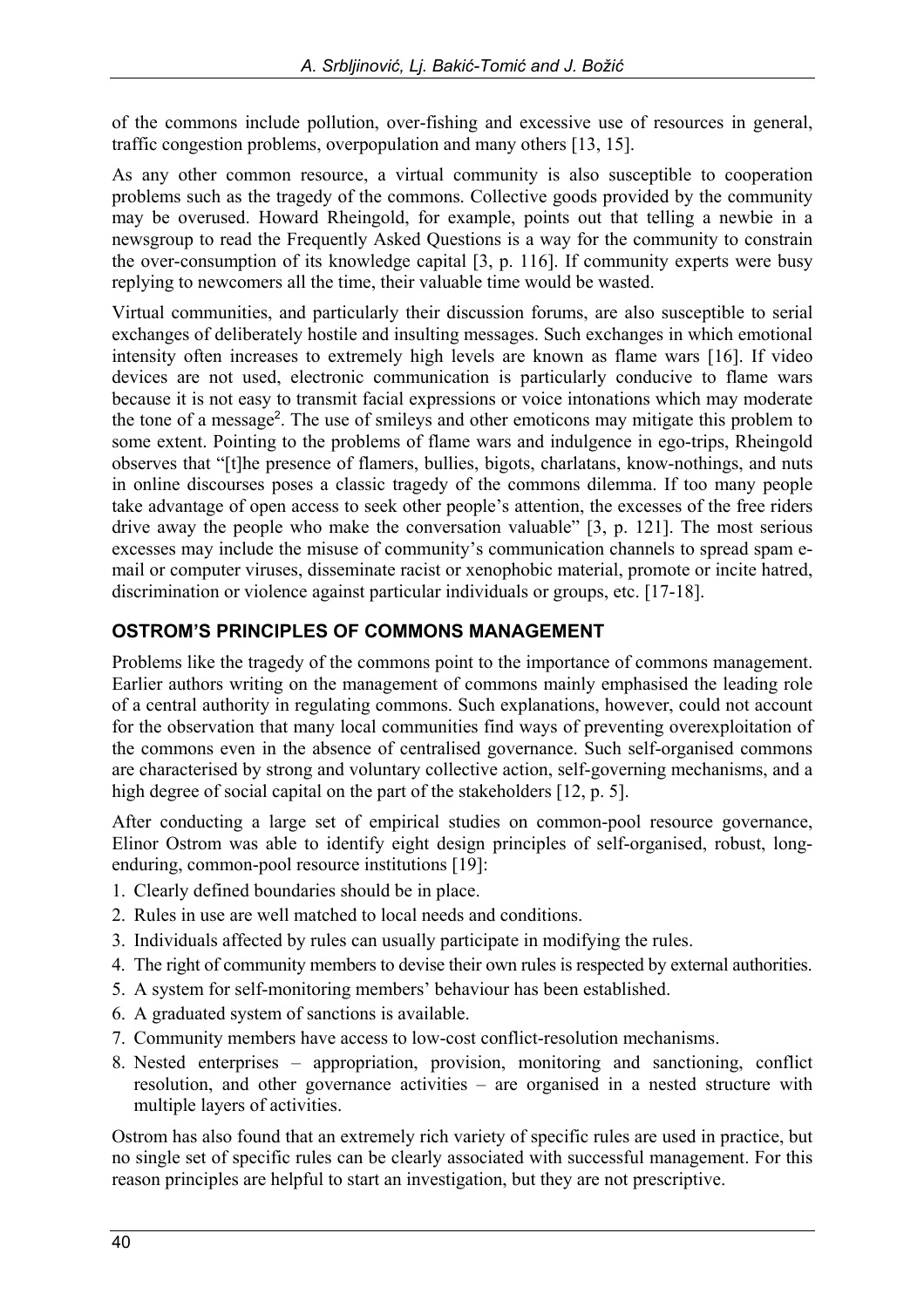of the commons include pollution, over-fishing and excessive use of resources in general, traffic congestion problems, overpopulation and many others [13, 15].

As any other common resource, a virtual community is also susceptible to cooperation problems such as the tragedy of the commons. Collective goods provided by the community may be overused. Howard Rheingold, for example, points out that telling a newbie in a newsgroup to read the Frequently Asked Questions is a way for the community to constrain the over-consumption of its knowledge capital [3, p. 116]. If community experts were busy replying to newcomers all the time, their valuable time would be wasted.

Virtual communities, and particularly their discussion forums, are also susceptible to serial exchanges of deliberately hostile and insulting messages. Such exchanges in which emotional intensity often increases to extremely high levels are known as flame wars [16]. If video devices are not used, electronic communication is particularly conducive to flame wars because it is not easy to transmit facial expressions or voice intonations which may moderate the tone of a message[2]. The use of smileys and other emoticons may mitigate this problem to some extent. Pointing to the problems of flame wars and indulgence in ego-trips, Rheingold observes that "[t]he presence of flamers, bullies, bigots, charlatans, know-nothings, and nuts in online discourses poses a classic tragedy of the commons dilemma. If too many people take advantage of open access to seek other people's attention, the excesses of the free riders drive away the people who make the conversation valuable" [3, p. 121]. The most serious excesses may include the misuse of community's communication channels to spread spam e-mail or computer viruses, disseminate racist or xenophobic material, promote or incite hatred, discrimination or violence against particular individuals or groups, etc. [17-18].

## OSTROM'S PRINCIPLES OF COMMONS MANAGEMENT

Problems like the tragedy of the commons point to the importance of commons management. Earlier authors writing on the management of commons mainly emphasised the leading role of a central authority in regulating commons. Such explanations, however, could not account for the observation that many local communities find ways of preventing overexploitation of the commons even in the absence of centralised governance. Such self-organised commons are characterised by strong and voluntary collective action, self-governing mechanisms, and a high degree of social capital on the part of the stakeholders [12, p. 5].

After conducting a large set of empirical studies on common-pool resource governance, Elinor Ostrom was able to identify eight design principles of self-organised, robust, long-enduring, common-pool resource institutions [19]:

1. Clearly defined boundaries should be in place.
2. Rules in use are well matched to local needs and conditions.
3. Individuals affected by rules can usually participate in modifying the rules.
4. The right of community members to devise their own rules is respected by external authorities.
5. A system for self-monitoring members' behaviour has been established.
6. A graduated system of sanctions is available.
7. Community members have access to low-cost conflict-resolution mechanisms.
8. Nested enterprises – appropriation, provision, monitoring and sanctioning, conflict resolution, and other governance activities – are organised in a nested structure with multiple layers of activities.

Ostrom has also found that an extremely rich variety of specific rules are used in practice, but no single set of specific rules can be clearly associated with successful management. For this reason principles are helpful to start an investigation, but they are not prescriptive.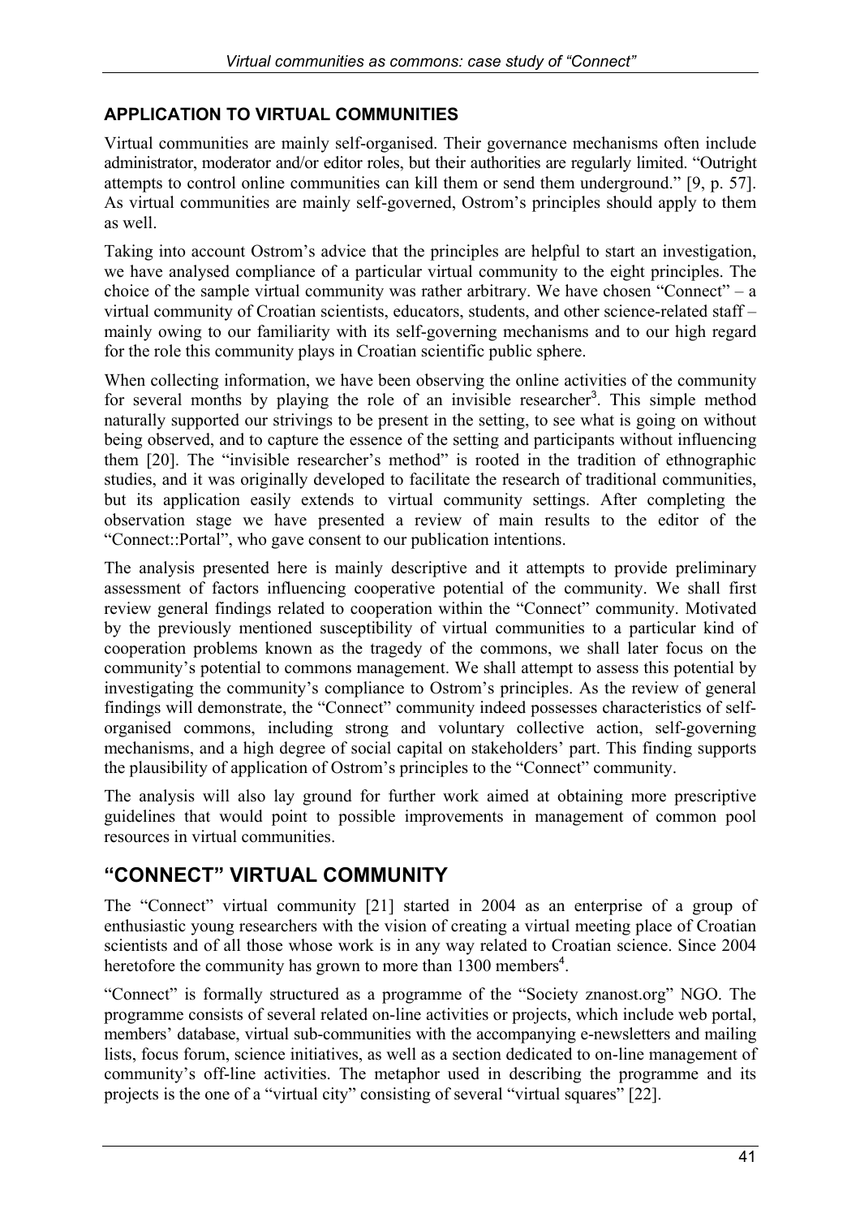### APPLICATION TO VIRTUAL COMMUNITIES

Virtual communities are mainly self-organised. Their governance mechanisms often include administrator, moderator and/or editor roles, but their authorities are regularly limited. "Outright attempts to control online communities can kill them or send them underground." [9, p. 57]. As virtual communities are mainly self-governed, Ostrom's principles should apply to them as well.

Taking into account Ostrom's advice that the principles are helpful to start an investigation, we have analysed compliance of a particular virtual community to the eight principles. The choice of the sample virtual community was rather arbitrary. We have chosen "Connect" – a virtual community of Croatian scientists, educators, students, and other science-related staff – mainly owing to our familiarity with its self-governing mechanisms and to our high regard for the role this community plays in Croatian scientific public sphere.

When collecting information, we have been observing the online activities of the community for several months by playing the role of an invisible researcher[3]. This simple method naturally supported our strivings to be present in the setting, to see what is going on without being observed, and to capture the essence of the setting and participants without influencing them [20]. The "invisible researcher's method" is rooted in the tradition of ethnographic studies, and it was originally developed to facilitate the research of traditional communities, but its application easily extends to virtual community settings. After completing the observation stage we have presented a review of main results to the editor of the "Connect::Portal", who gave consent to our publication intentions.

The analysis presented here is mainly descriptive and it attempts to provide preliminary assessment of factors influencing cooperative potential of the community. We shall first review general findings related to cooperation within the "Connect" community. Motivated by the previously mentioned susceptibility of virtual communities to a particular kind of cooperation problems known as the tragedy of the commons, we shall later focus on the community's potential to commons management. We shall attempt to assess this potential by investigating the community's compliance to Ostrom's principles. As the review of general findings will demonstrate, the "Connect" community indeed possesses characteristics of self-organised commons, including strong and voluntary collective action, self-governing mechanisms, and a high degree of social capital on stakeholders' part. This finding supports the plausibility of application of Ostrom's principles to the "Connect" community.

The analysis will also lay ground for further work aimed at obtaining more prescriptive guidelines that would point to possible improvements in management of common pool resources in virtual communities.

## "CONNECT" VIRTUAL COMMUNITY

The "Connect" virtual community [21] started in 2004 as an enterprise of a group of enthusiastic young researchers with the vision of creating a virtual meeting place of Croatian scientists and of all those whose work is in any way related to Croatian science. Since 2004 heretofore the community has grown to more than 1300 members[4].

"Connect" is formally structured as a programme of the "Society znanost.org" NGO. The programme consists of several related on-line activities or projects, which include web portal, members' database, virtual sub-communities with the accompanying e-newsletters and mailing lists, focus forum, science initiatives, as well as a section dedicated to on-line management of community's off-line activities. The metaphor used in describing the programme and its projects is the one of a "virtual city" consisting of several "virtual squares" [22].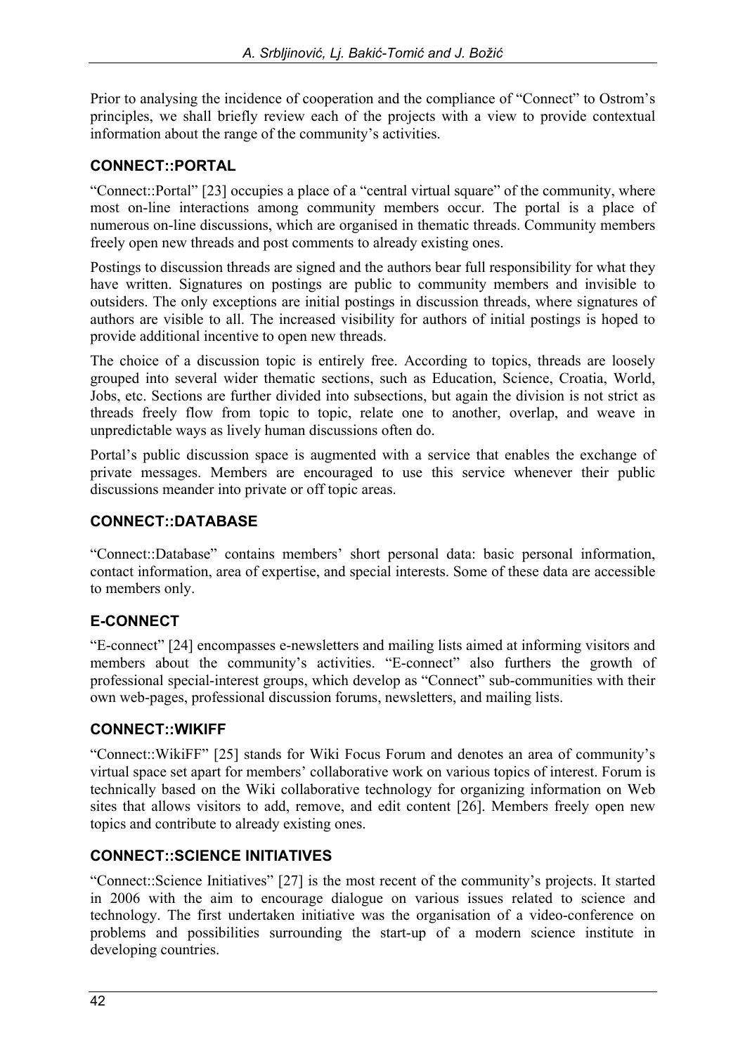Prior to analysing the incidence of cooperation and the compliance of "Connect" to Ostrom's principles, we shall briefly review each of the projects with a view to provide contextual information about the range of the community's activities.

## CONNECT::PORTAL

"Connect::Portal" [23] occupies a place of a "central virtual square" of the community, where most on-line interactions among community members occur. The portal is a place of numerous on-line discussions, which are organised in thematic threads. Community members freely open new threads and post comments to already existing ones.

Postings to discussion threads are signed and the authors bear full responsibility for what they have written. Signatures on postings are public to community members and invisible to outsiders. The only exceptions are initial postings in discussion threads, where signatures of authors are visible to all. The increased visibility for authors of initial postings is hoped to provide additional incentive to open new threads.

The choice of a discussion topic is entirely free. According to topics, threads are loosely grouped into several wider thematic sections, such as Education, Science, Croatia, World, Jobs, etc. Sections are further divided into subsections, but again the division is not strict as threads freely flow from topic to topic, relate one to another, overlap, and weave in unpredictable ways as lively human discussions often do.

Portal's public discussion space is augmented with a service that enables the exchange of private messages. Members are encouraged to use this service whenever their public discussions meander into private or off topic areas.

## CONNECT::DATABASE

"Connect::Database" contains members' short personal data: basic personal information, contact information, area of expertise, and special interests. Some of these data are accessible to members only.

## E-CONNECT

"E-connect" [24] encompasses e-newsletters and mailing lists aimed at informing visitors and members about the community's activities. "E-connect" also furthers the growth of professional special-interest groups, which develop as "Connect" sub-communities with their own web-pages, professional discussion forums, newsletters, and mailing lists.

## CONNECT::WIKIFF

"Connect::WikiFF" [25] stands for Wiki Focus Forum and denotes an area of community's virtual space set apart for members' collaborative work on various topics of interest. Forum is technically based on the Wiki collaborative technology for organizing information on Web sites that allows visitors to add, remove, and edit content [26]. Members freely open new topics and contribute to already existing ones.

## CONNECT::SCIENCE INITIATIVES

"Connect::Science Initiatives" [27] is the most recent of the community's projects. It started in 2006 with the aim to encourage dialogue on various issues related to science and technology. The first undertaken initiative was the organisation of a video-conference on problems and possibilities surrounding the start-up of a modern science institute in developing countries.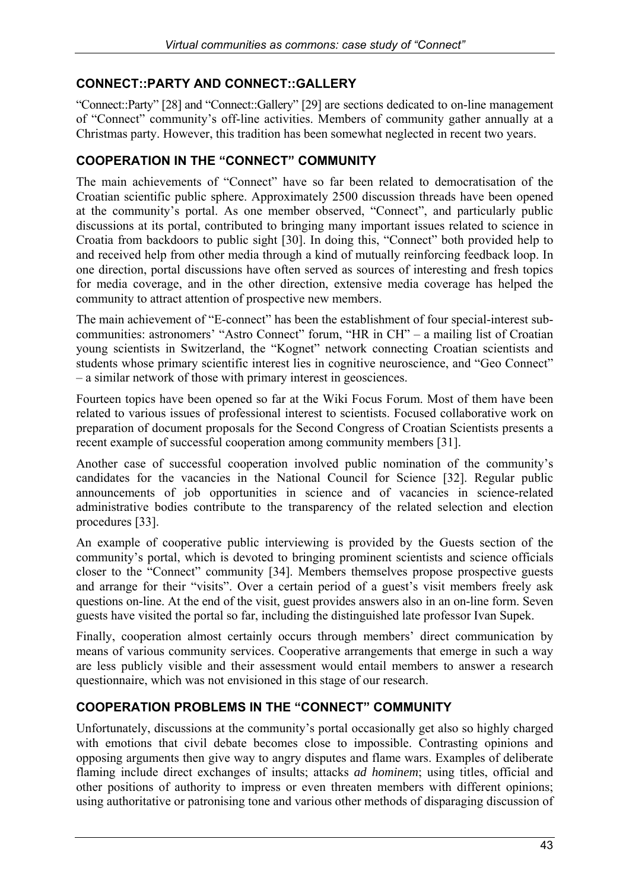## CONNECT::PARTY AND CONNECT::GALLERY

"Connect::Party" [28] and "Connect::Gallery" [29] are sections dedicated to on-line management of "Connect" community's off-line activities. Members of community gather annually at a Christmas party. However, this tradition has been somewhat neglected in recent two years.

## COOPERATION IN THE "CONNECT" COMMUNITY

The main achievements of "Connect" have so far been related to democratisation of the Croatian scientific public sphere. Approximately 2500 discussion threads have been opened at the community's portal. As one member observed, "Connect", and particularly public discussions at its portal, contributed to bringing many important issues related to science in Croatia from backdoors to public sight [30]. In doing this, "Connect" both provided help to and received help from other media through a kind of mutually reinforcing feedback loop. In one direction, portal discussions have often served as sources of interesting and fresh topics for media coverage, and in the other direction, extensive media coverage has helped the community to attract attention of prospective new members.

The main achievement of "E-connect" has been the establishment of four special-interest sub-communities: astronomers' "Astro Connect" forum, "HR in CH" – a mailing list of Croatian young scientists in Switzerland, the "Kognet" network connecting Croatian scientists and students whose primary scientific interest lies in cognitive neuroscience, and "Geo Connect" – a similar network of those with primary interest in geosciences.

Fourteen topics have been opened so far at the Wiki Focus Forum. Most of them have been related to various issues of professional interest to scientists. Focused collaborative work on preparation of document proposals for the Second Congress of Croatian Scientists presents a recent example of successful cooperation among community members [31].

Another case of successful cooperation involved public nomination of the community's candidates for the vacancies in the National Council for Science [32]. Regular public announcements of job opportunities in science and of vacancies in science-related administrative bodies contribute to the transparency of the related selection and election procedures [33].

An example of cooperative public interviewing is provided by the Guests section of the community's portal, which is devoted to bringing prominent scientists and science officials closer to the "Connect" community [34]. Members themselves propose prospective guests and arrange for their "visits". Over a certain period of a guest's visit members freely ask questions on-line. At the end of the visit, guest provides answers also in an on-line form. Seven guests have visited the portal so far, including the distinguished late professor Ivan Supek.

Finally, cooperation almost certainly occurs through members' direct communication by means of various community services. Cooperative arrangements that emerge in such a way are less publicly visible and their assessment would entail members to answer a research questionnaire, which was not envisioned in this stage of our research.

## COOPERATION PROBLEMS IN THE "CONNECT" COMMUNITY

Unfortunately, discussions at the community's portal occasionally get also so highly charged with emotions that civil debate becomes close to impossible. Contrasting opinions and opposing arguments then give way to angry disputes and flame wars. Examples of deliberate flaming include direct exchanges of insults; attacks *ad hominem*; using titles, official and other positions of authority to impress or even threaten members with different opinions; using authoritative or patronising tone and various other methods of disparaging discussion of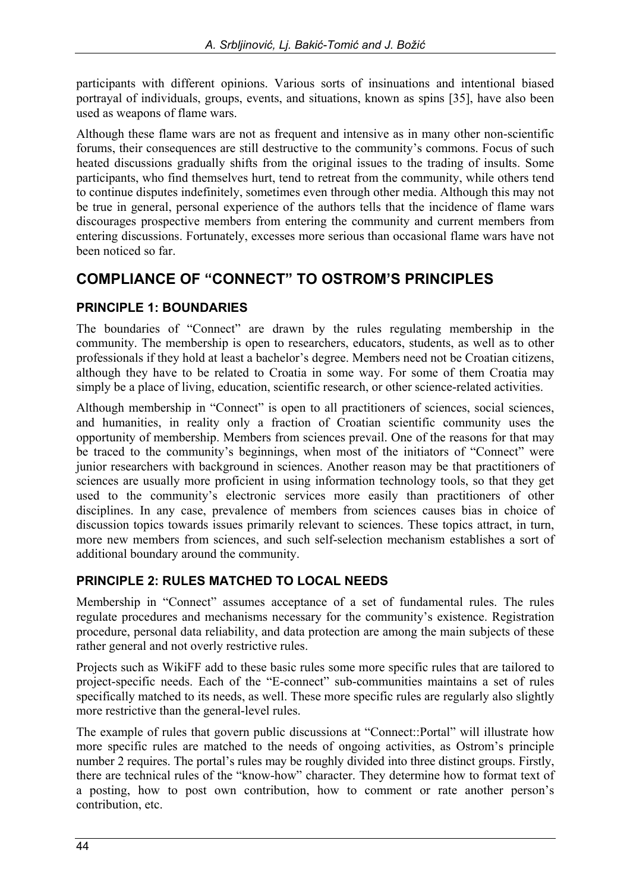participants with different opinions. Various sorts of insinuations and intentional biased portrayal of individuals, groups, events, and situations, known as spins [35], have also been used as weapons of flame wars.

Although these flame wars are not as frequent and intensive as in many other non-scientific forums, their consequences are still destructive to the community's commons. Focus of such heated discussions gradually shifts from the original issues to the trading of insults. Some participants, who find themselves hurt, tend to retreat from the community, while others tend to continue disputes indefinitely, sometimes even through other media. Although this may not be true in general, personal experience of the authors tells that the incidence of flame wars discourages prospective members from entering the community and current members from entering discussions. Fortunately, excesses more serious than occasional flame wars have not been noticed so far.

## COMPLIANCE OF "CONNECT" TO OSTROM'S PRINCIPLES

### PRINCIPLE 1: BOUNDARIES

The boundaries of "Connect" are drawn by the rules regulating membership in the community. The membership is open to researchers, educators, students, as well as to other professionals if they hold at least a bachelor's degree. Members need not be Croatian citizens, although they have to be related to Croatia in some way. For some of them Croatia may simply be a place of living, education, scientific research, or other science-related activities.

Although membership in "Connect" is open to all practitioners of sciences, social sciences, and humanities, in reality only a fraction of Croatian scientific community uses the opportunity of membership. Members from sciences prevail. One of the reasons for that may be traced to the community's beginnings, when most of the initiators of "Connect" were junior researchers with background in sciences. Another reason may be that practitioners of sciences are usually more proficient in using information technology tools, so that they get used to the community's electronic services more easily than practitioners of other disciplines. In any case, prevalence of members from sciences causes bias in choice of discussion topics towards issues primarily relevant to sciences. These topics attract, in turn, more new members from sciences, and such self-selection mechanism establishes a sort of additional boundary around the community.

### PRINCIPLE 2: RULES MATCHED TO LOCAL NEEDS

Membership in "Connect" assumes acceptance of a set of fundamental rules. The rules regulate procedures and mechanisms necessary for the community's existence. Registration procedure, personal data reliability, and data protection are among the main subjects of these rather general and not overly restrictive rules.

Projects such as WikiFF add to these basic rules some more specific rules that are tailored to project-specific needs. Each of the "E-connect" sub-communities maintains a set of rules specifically matched to its needs, as well. These more specific rules are regularly also slightly more restrictive than the general-level rules.

The example of rules that govern public discussions at "Connect::Portal" will illustrate how more specific rules are matched to the needs of ongoing activities, as Ostrom's principle number 2 requires. The portal's rules may be roughly divided into three distinct groups. Firstly, there are technical rules of the "know-how" character. They determine how to format text of a posting, how to post own contribution, how to comment or rate another person's contribution, etc.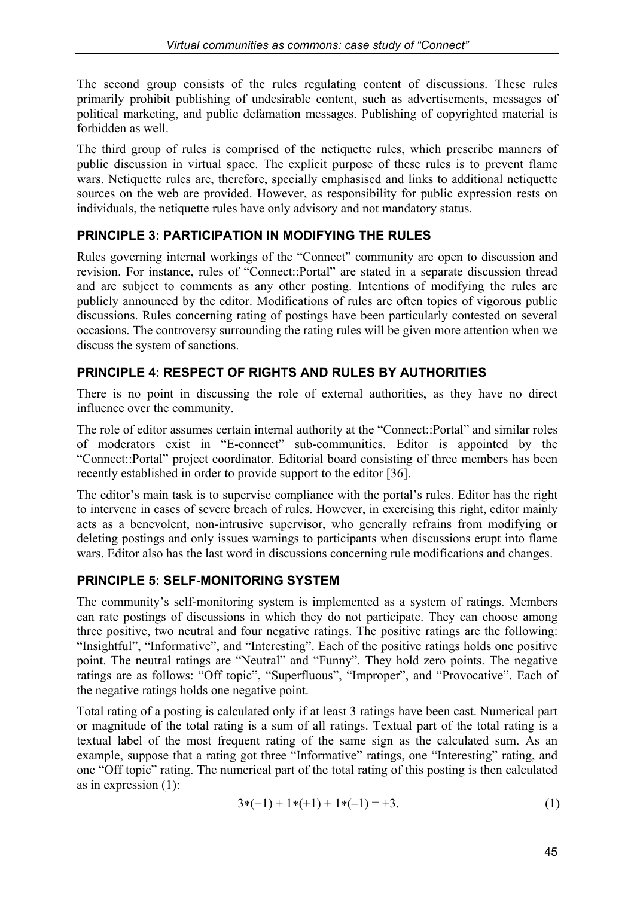The second group consists of the rules regulating content of discussions. These rules primarily prohibit publishing of undesirable content, such as advertisements, messages of political marketing, and public defamation messages. Publishing of copyrighted material is forbidden as well.

The third group of rules is comprised of the netiquette rules, which prescribe manners of public discussion in virtual space. The explicit purpose of these rules is to prevent flame wars. Netiquette rules are, therefore, specially emphasised and links to additional netiquette sources on the web are provided. However, as responsibility for public expression rests on individuals, the netiquette rules have only advisory and not mandatory status.

### PRINCIPLE 3: PARTICIPATION IN MODIFYING THE RULES

Rules governing internal workings of the "Connect" community are open to discussion and revision. For instance, rules of "Connect::Portal" are stated in a separate discussion thread and are subject to comments as any other posting. Intentions of modifying the rules are publicly announced by the editor. Modifications of rules are often topics of vigorous public discussions. Rules concerning rating of postings have been particularly contested on several occasions. The controversy surrounding the rating rules will be given more attention when we discuss the system of sanctions.

### PRINCIPLE 4: RESPECT OF RIGHTS AND RULES BY AUTHORITIES

There is no point in discussing the role of external authorities, as they have no direct influence over the community.

The role of editor assumes certain internal authority at the "Connect::Portal" and similar roles of moderators exist in "E-connect" sub-communities. Editor is appointed by the "Connect::Portal" project coordinator. Editorial board consisting of three members has been recently established in order to provide support to the editor [36].

The editor's main task is to supervise compliance with the portal's rules. Editor has the right to intervene in cases of severe breach of rules. However, in exercising this right, editor mainly acts as a benevolent, non-intrusive supervisor, who generally refrains from modifying or deleting postings and only issues warnings to participants when discussions erupt into flame wars. Editor also has the last word in discussions concerning rule modifications and changes.

### PRINCIPLE 5: SELF-MONITORING SYSTEM

The community's self-monitoring system is implemented as a system of ratings. Members can rate postings of discussions in which they do not participate. They can choose among three positive, two neutral and four negative ratings. The positive ratings are the following: "Insightful", "Informative", and "Interesting". Each of the positive ratings holds one positive point. The neutral ratings are "Neutral" and "Funny". They hold zero points. The negative ratings are as follows: "Off topic", "Superfluous", "Improper", and "Provocative". Each of the negative ratings holds one negative point.

Total rating of a posting is calculated only if at least 3 ratings have been cast. Numerical part or magnitude of the total rating is a sum of all ratings. Textual part of the total rating is a textual label of the most frequent rating of the same sign as the calculated sum. As an example, suppose that a rating got three "Informative" ratings, one "Interesting" rating, and one "Off topic" rating. The numerical part of the total rating of this posting is then calculated as in expression (1):

$$3*(+1) + 1*(+1) + 1*(-1) = +3. \quad (1)$$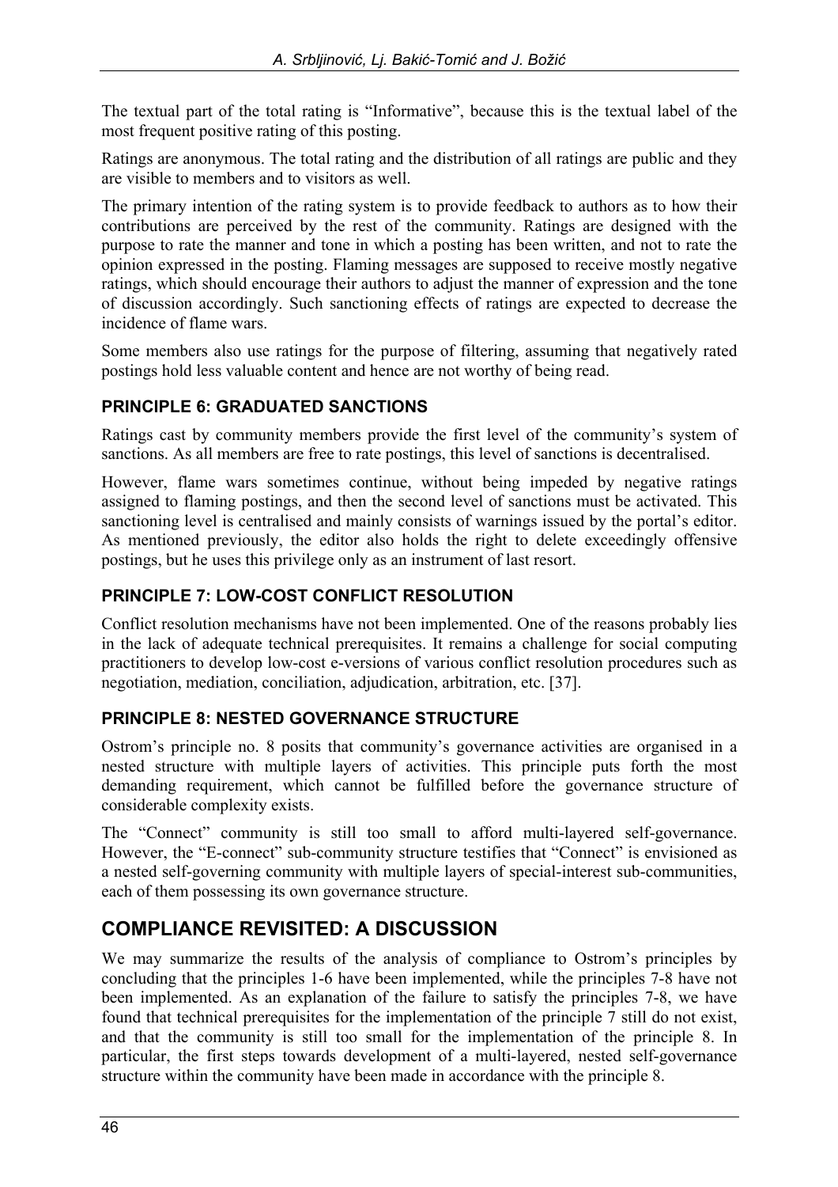The textual part of the total rating is "Informative", because this is the textual label of the most frequent positive rating of this posting.

Ratings are anonymous. The total rating and the distribution of all ratings are public and they are visible to members and to visitors as well.

The primary intention of the rating system is to provide feedback to authors as to how their contributions are perceived by the rest of the community. Ratings are designed with the purpose to rate the manner and tone in which a posting has been written, and not to rate the opinion expressed in the posting. Flaming messages are supposed to receive mostly negative ratings, which should encourage their authors to adjust the manner of expression and the tone of discussion accordingly. Such sanctioning effects of ratings are expected to decrease the incidence of flame wars.

Some members also use ratings for the purpose of filtering, assuming that negatively rated postings hold less valuable content and hence are not worthy of being read.

### PRINCIPLE 6: GRADUATED SANCTIONS

Ratings cast by community members provide the first level of the community's system of sanctions. As all members are free to rate postings, this level of sanctions is decentralised.

However, flame wars sometimes continue, without being impeded by negative ratings assigned to flaming postings, and then the second level of sanctions must be activated. This sanctioning level is centralised and mainly consists of warnings issued by the portal's editor. As mentioned previously, the editor also holds the right to delete exceedingly offensive postings, but he uses this privilege only as an instrument of last resort.

### PRINCIPLE 7: LOW-COST CONFLICT RESOLUTION

Conflict resolution mechanisms have not been implemented. One of the reasons probably lies in the lack of adequate technical prerequisites. It remains a challenge for social computing practitioners to develop low-cost e-versions of various conflict resolution procedures such as negotiation, mediation, conciliation, adjudication, arbitration, etc. [37].

### PRINCIPLE 8: NESTED GOVERNANCE STRUCTURE

Ostrom's principle no. 8 posits that community's governance activities are organised in a nested structure with multiple layers of activities. This principle puts forth the most demanding requirement, which cannot be fulfilled before the governance structure of considerable complexity exists.

The "Connect" community is still too small to afford multi-layered self-governance. However, the "E-connect" sub-community structure testifies that "Connect" is envisioned as a nested self-governing community with multiple layers of special-interest sub-communities, each of them possessing its own governance structure.

## COMPLIANCE REVISITED: A DISCUSSION

We may summarize the results of the analysis of compliance to Ostrom's principles by concluding that the principles 1-6 have been implemented, while the principles 7-8 have not been implemented. As an explanation of the failure to satisfy the principles 7-8, we have found that technical prerequisites for the implementation of the principle 7 still do not exist, and that the community is still too small for the implementation of the principle 8. In particular, the first steps towards development of a multi-layered, nested self-governance structure within the community have been made in accordance with the principle 8.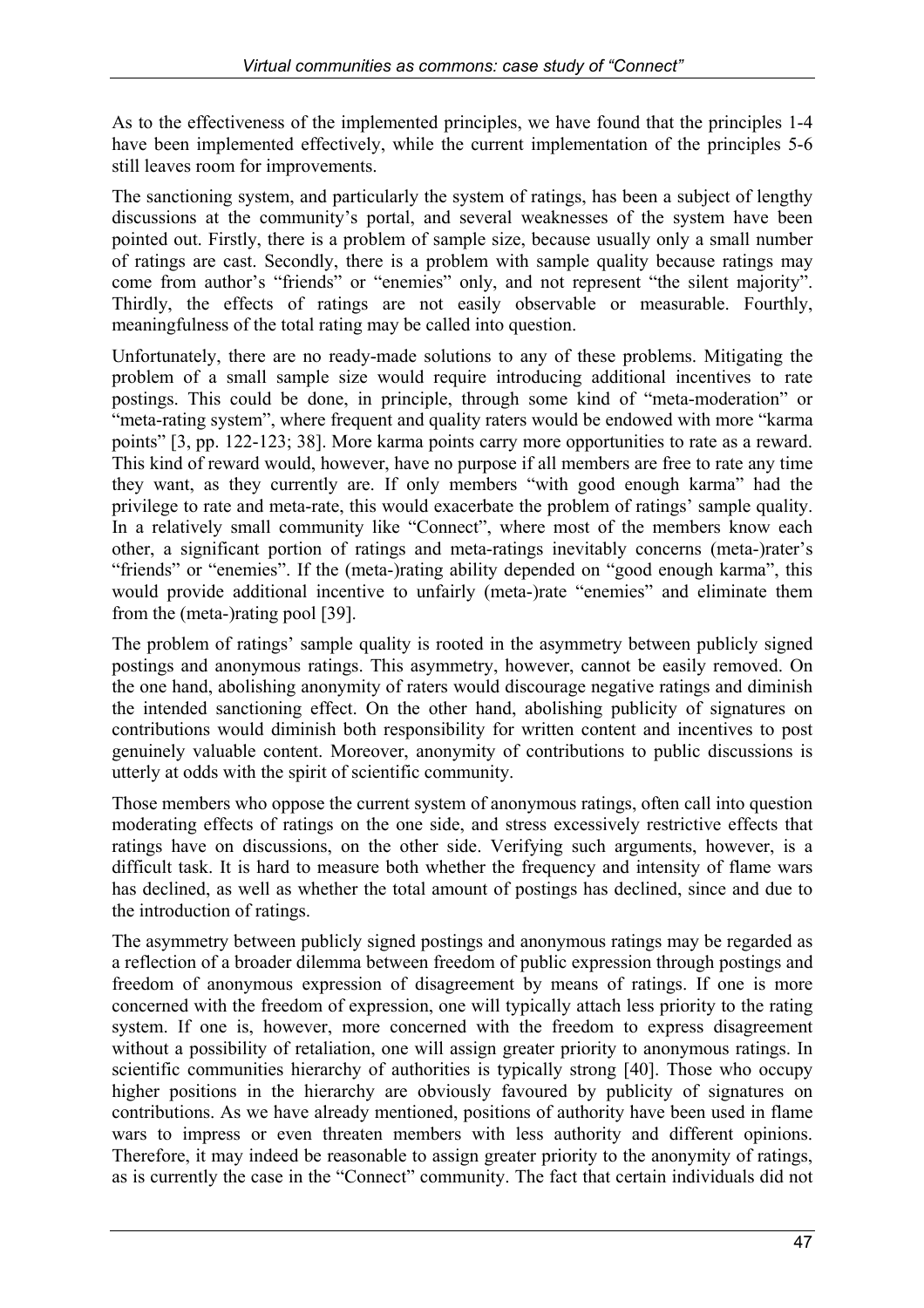As to the effectiveness of the implemented principles, we have found that the principles 1-4 have been implemented effectively, while the current implementation of the principles 5-6 still leaves room for improvements.

The sanctioning system, and particularly the system of ratings, has been a subject of lengthy discussions at the community's portal, and several weaknesses of the system have been pointed out. Firstly, there is a problem of sample size, because usually only a small number of ratings are cast. Secondly, there is a problem with sample quality because ratings may come from author's "friends" or "enemies" only, and not represent "the silent majority". Thirdly, the effects of ratings are not easily observable or measurable. Fourthly, meaningfulness of the total rating may be called into question.

Unfortunately, there are no ready-made solutions to any of these problems. Mitigating the problem of a small sample size would require introducing additional incentives to rate postings. This could be done, in principle, through some kind of "meta-moderation" or "meta-rating system", where frequent and quality raters would be endowed with more "karma points" [3, pp. 122-123; 38]. More karma points carry more opportunities to rate as a reward. This kind of reward would, however, have no purpose if all members are free to rate any time they want, as they currently are. If only members "with good enough karma" had the privilege to rate and meta-rate, this would exacerbate the problem of ratings' sample quality. In a relatively small community like "Connect", where most of the members know each other, a significant portion of ratings and meta-ratings inevitably concerns (meta-)rater's "friends" or "enemies". If the (meta-)rating ability depended on "good enough karma", this would provide additional incentive to unfairly (meta-)rate "enemies" and eliminate them from the (meta-)rating pool [39].

The problem of ratings' sample quality is rooted in the asymmetry between publicly signed postings and anonymous ratings. This asymmetry, however, cannot be easily removed. On the one hand, abolishing anonymity of raters would discourage negative ratings and diminish the intended sanctioning effect. On the other hand, abolishing publicity of signatures on contributions would diminish both responsibility for written content and incentives to post genuinely valuable content. Moreover, anonymity of contributions to public discussions is utterly at odds with the spirit of scientific community.

Those members who oppose the current system of anonymous ratings, often call into question moderating effects of ratings on the one side, and stress excessively restrictive effects that ratings have on discussions, on the other side. Verifying such arguments, however, is a difficult task. It is hard to measure both whether the frequency and intensity of flame wars has declined, as well as whether the total amount of postings has declined, since and due to the introduction of ratings.

The asymmetry between publicly signed postings and anonymous ratings may be regarded as a reflection of a broader dilemma between freedom of public expression through postings and freedom of anonymous expression of disagreement by means of ratings. If one is more concerned with the freedom of expression, one will typically attach less priority to the rating system. If one is, however, more concerned with the freedom to express disagreement without a possibility of retaliation, one will assign greater priority to anonymous ratings. In scientific communities hierarchy of authorities is typically strong [40]. Those who occupy higher positions in the hierarchy are obviously favoured by publicity of signatures on contributions. As we have already mentioned, positions of authority have been used in flame wars to impress or even threaten members with less authority and different opinions. Therefore, it may indeed be reasonable to assign greater priority to the anonymity of ratings, as is currently the case in the "Connect" community. The fact that certain individuals did not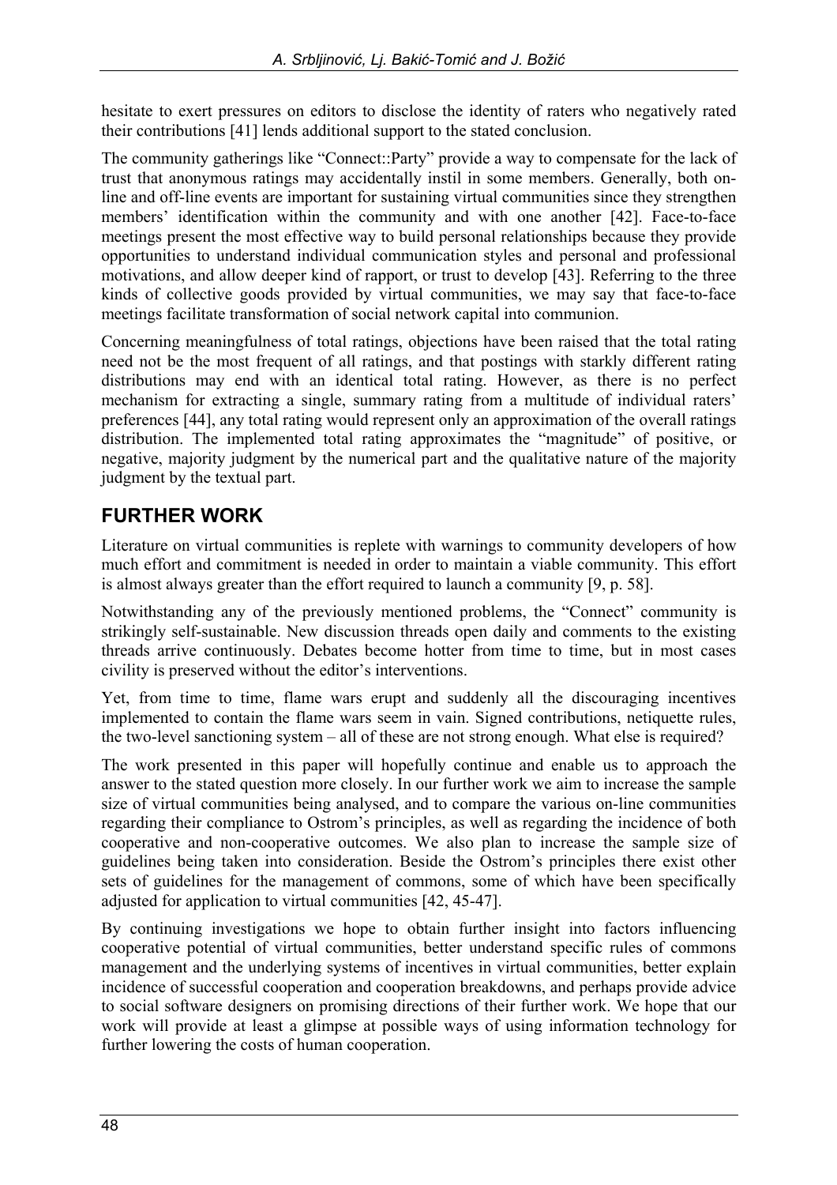hesitate to exert pressures on editors to disclose the identity of raters who negatively rated their contributions [41] lends additional support to the stated conclusion.

The community gatherings like "Connect::Party" provide a way to compensate for the lack of trust that anonymous ratings may accidentally instil in some members. Generally, both on-line and off-line events are important for sustaining virtual communities since they strengthen members' identification within the community and with one another [42]. Face-to-face meetings present the most effective way to build personal relationships because they provide opportunities to understand individual communication styles and personal and professional motivations, and allow deeper kind of rapport, or trust to develop [43]. Referring to the three kinds of collective goods provided by virtual communities, we may say that face-to-face meetings facilitate transformation of social network capital into communion.

Concerning meaningfulness of total ratings, objections have been raised that the total rating need not be the most frequent of all ratings, and that postings with starkly different rating distributions may end with an identical total rating. However, as there is no perfect mechanism for extracting a single, summary rating from a multitude of individual raters' preferences [44], any total rating would represent only an approximation of the overall ratings distribution. The implemented total rating approximates the "magnitude" of positive, or negative, majority judgment by the numerical part and the qualitative nature of the majority judgment by the textual part.

## FURTHER WORK

Literature on virtual communities is replete with warnings to community developers of how much effort and commitment is needed in order to maintain a viable community. This effort is almost always greater than the effort required to launch a community [9, p. 58].

Notwithstanding any of the previously mentioned problems, the "Connect" community is strikingly self-sustainable. New discussion threads open daily and comments to the existing threads arrive continuously. Debates become hotter from time to time, but in most cases civility is preserved without the editor's interventions.

Yet, from time to time, flame wars erupt and suddenly all the discouraging incentives implemented to contain the flame wars seem in vain. Signed contributions, netiquette rules, the two-level sanctioning system – all of these are not strong enough. What else is required?

The work presented in this paper will hopefully continue and enable us to approach the answer to the stated question more closely. In our further work we aim to increase the sample size of virtual communities being analysed, and to compare the various on-line communities regarding their compliance to Ostrom's principles, as well as regarding the incidence of both cooperative and non-cooperative outcomes. We also plan to increase the sample size of guidelines being taken into consideration. Beside the Ostrom's principles there exist other sets of guidelines for the management of commons, some of which have been specifically adjusted for application to virtual communities [42, 45-47].

By continuing investigations we hope to obtain further insight into factors influencing cooperative potential of virtual communities, better understand specific rules of commons management and the underlying systems of incentives in virtual communities, better explain incidence of successful cooperation and cooperation breakdowns, and perhaps provide advice to social software designers on promising directions of their further work. We hope that our work will provide at least a glimpse at possible ways of using information technology for further lowering the costs of human cooperation.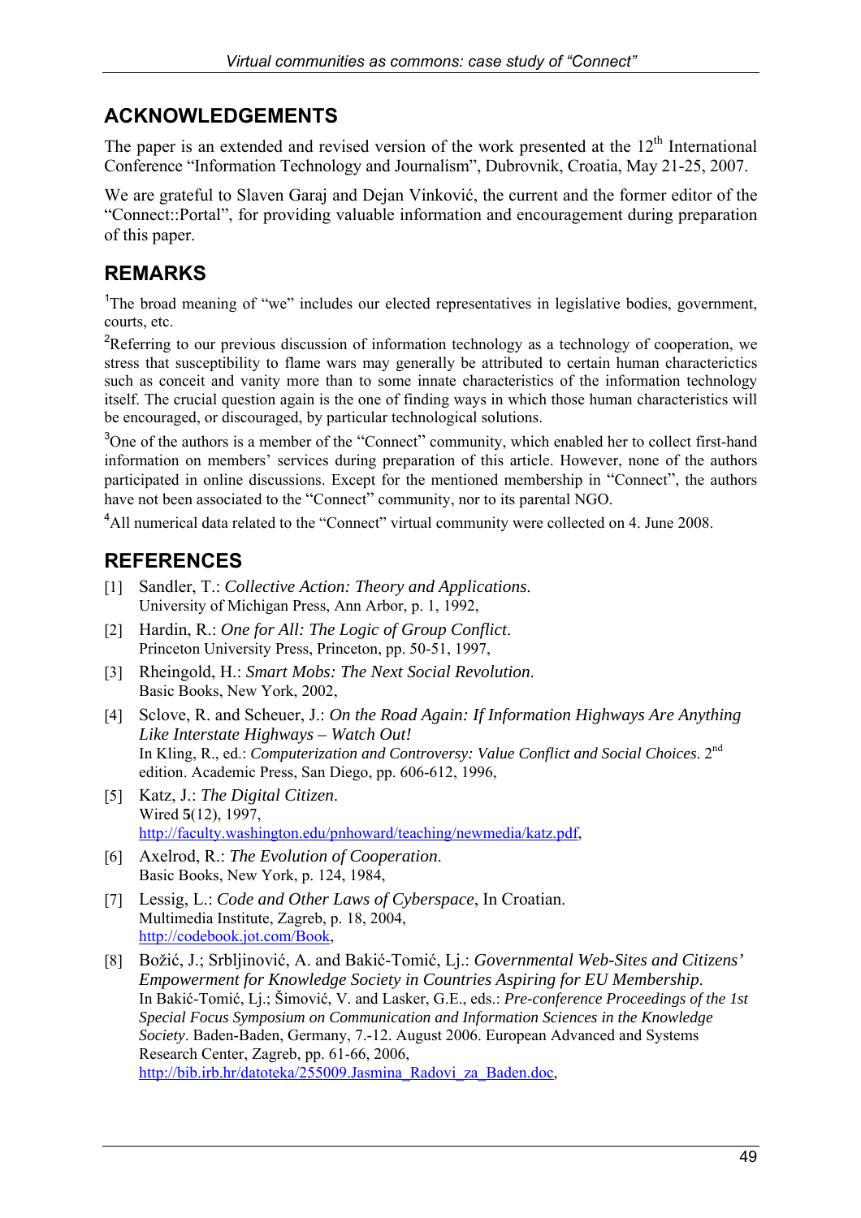## ACKNOWLEDGEMENTS

The paper is an extended and revised version of the work presented at the 12$^{th}$ International Conference "Information Technology and Journalism", Dubrovnik, Croatia, May 21-25, 2007.

We are grateful to Slaven Garaj and Dejan Vinković, the current and the former editor of the "Connect::Portal", for providing valuable information and encouragement during preparation of this paper.

## REMARKS

[1]The broad meaning of "we" includes our elected representatives in legislative bodies, government, courts, etc.

[2]Referring to our previous discussion of information technology as a technology of cooperation, we stress that susceptibility to flame wars may generally be attributed to certain human characterictics such as conceit and vanity more than to some innate characteristics of the information technology itself. The crucial question again is the one of finding ways in which those human characteristics will be encouraged, or discouraged, by particular technological solutions.

[3]One of the authors is a member of the "Connect" community, which enabled her to collect first-hand information on members' services during preparation of this article. However, none of the authors participated in online discussions. Except for the mentioned membership in "Connect", the authors have not been associated to the "Connect" community, nor to its parental NGO.

[4]All numerical data related to the "Connect" virtual community were collected on 4. June 2008.

## REFERENCES

[1] Sandler, T.: *Collective Action: Theory and Applications*. University of Michigan Press, Ann Arbor, p. 1, 1992,

[2] Hardin, R.: *One for All: The Logic of Group Conflict*. Princeton University Press, Princeton, pp. 50-51, 1997,

[3] Rheingold, H.: *Smart Mobs: The Next Social Revolution*. Basic Books, New York, 2002,

[4] Sclove, R. and Scheuer, J.: *On the Road Again: If Information Highways Are Anything Like Interstate Highways – Watch Out!* In Kling, R., ed.: *Computerization and Controversy: Value Conflict and Social Choices*. 2$^{nd}$ edition. Academic Press, San Diego, pp. 606-612, 1996,

[5] Katz, J.: *The Digital Citizen*. Wired **5**(12), 1997, http://faculty.washington.edu/pnhoward/teaching/newmedia/katz.pdf,

[6] Axelrod, R.: *The Evolution of Cooperation*. Basic Books, New York, p. 124, 1984,

[7] Lessig, L.: *Code and Other Laws of Cyberspace*, In Croatian. Multimedia Institute, Zagreb, p. 18, 2004, http://codebook.jot.com/Book,

[8] Božić, J.; Srbljinović, A. and Bakić-Tomić, Lj.: *Governmental Web-Sites and Citizens' Empowerment for Knowledge Society in Countries Aspiring for EU Membership*. In Bakić-Tomić, Lj.; Šimović, V. and Lasker, G.E., eds.: *Pre-conference Proceedings of the 1st Special Focus Symposium on Communication and Information Sciences in the Knowledge Society*. Baden-Baden, Germany, 7.-12. August 2006. European Advanced and Systems Research Center, Zagreb, pp. 61-66, 2006, http://bib.irb.hr/datoteka/255009.Jasmina_Radovi_za_Baden.doc,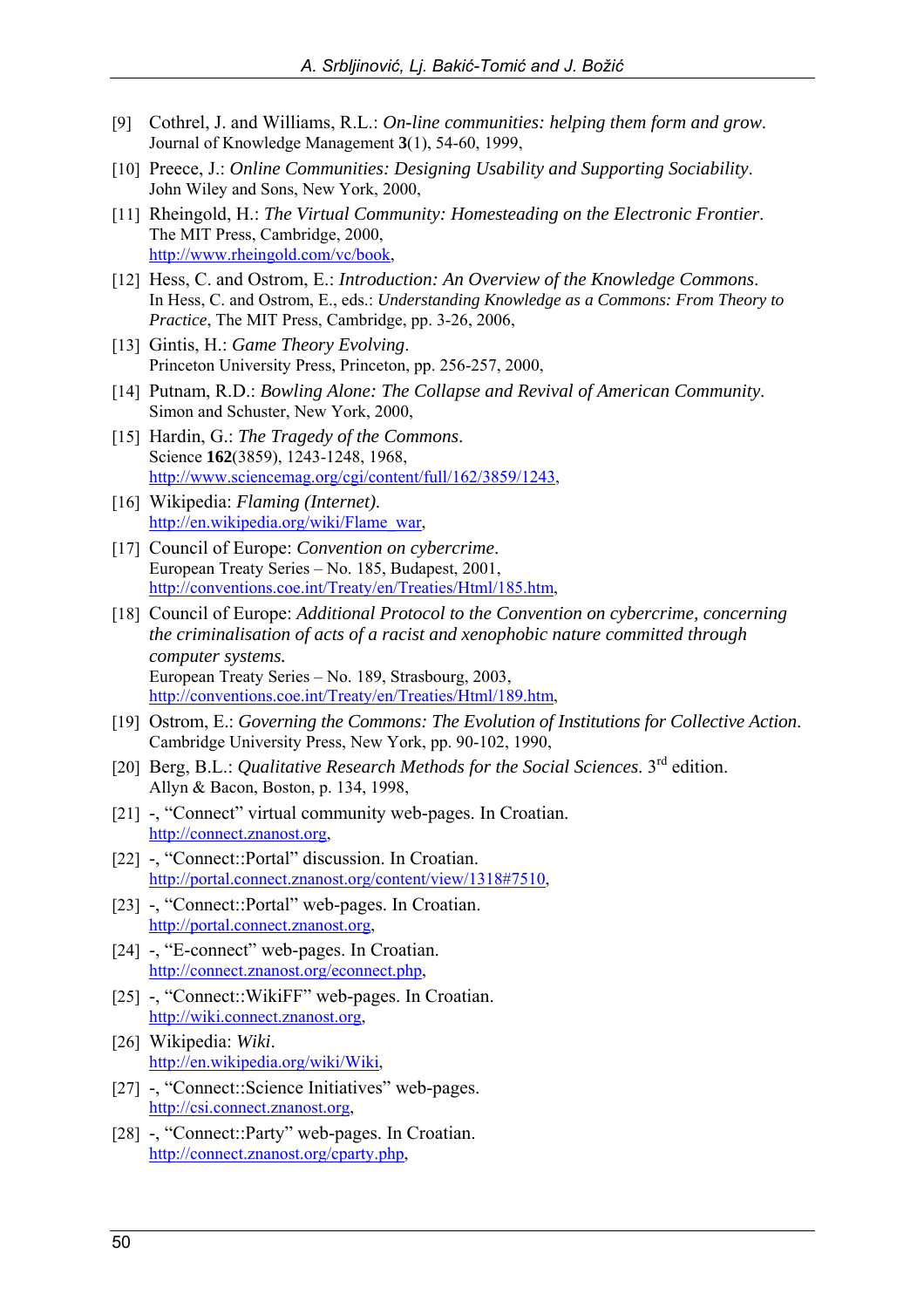[9] Cothrel, J. and Williams, R.L.: *On-line communities: helping them form and grow*. Journal of Knowledge Management **3**(1), 54-60, 1999,

[10] Preece, J.: *Online Communities: Designing Usability and Supporting Sociability*. John Wiley and Sons, New York, 2000,

[11] Rheingold, H.: *The Virtual Community: Homesteading on the Electronic Frontier*. The MIT Press, Cambridge, 2000, http://www.rheingold.com/vc/book,

[12] Hess, C. and Ostrom, E.: *Introduction: An Overview of the Knowledge Commons*. In Hess, C. and Ostrom, E., eds.: *Understanding Knowledge as a Commons: From Theory to Practice*, The MIT Press, Cambridge, pp. 3-26, 2006,

[13] Gintis, H.: *Game Theory Evolving*. Princeton University Press, Princeton, pp. 256-257, 2000,

[14] Putnam, R.D.: *Bowling Alone: The Collapse and Revival of American Community*. Simon and Schuster, New York, 2000,

[15] Hardin, G.: *The Tragedy of the Commons*. Science **162**(3859), 1243-1248, 1968, http://www.sciencemag.org/cgi/content/full/162/3859/1243,

[16] Wikipedia: *Flaming (Internet)*. http://en.wikipedia.org/wiki/Flame_war,

[17] Council of Europe: *Convention on cybercrime*. European Treaty Series – No. 185, Budapest, 2001, http://conventions.coe.int/Treaty/en/Treaties/Html/185.htm,

[18] Council of Europe: *Additional Protocol to the Convention on cybercrime, concerning the criminalisation of acts of a racist and xenophobic nature committed through computer systems.* European Treaty Series – No. 189, Strasbourg, 2003, http://conventions.coe.int/Treaty/en/Treaties/Html/189.htm,

[19] Ostrom, E.: *Governing the Commons: The Evolution of Institutions for Collective Action*. Cambridge University Press, New York, pp. 90-102, 1990,

[20] Berg, B.L.: *Qualitative Research Methods for the Social Sciences.* 3rd edition. Allyn & Bacon, Boston, p. 134, 1998,

[21] -, "Connect" virtual community web-pages. In Croatian. http://connect.znanost.org,

[22] -, "Connect::Portal" discussion. In Croatian. http://portal.connect.znanost.org/content/view/1318#7510,

[23] -, "Connect::Portal" web-pages. In Croatian. http://portal.connect.znanost.org,

[24] -, "E-connect" web-pages. In Croatian. http://connect.znanost.org/econnect.php,

[25] -, "Connect::WikiFF" web-pages. In Croatian. http://wiki.connect.znanost.org,

[26] Wikipedia: *Wiki*. http://en.wikipedia.org/wiki/Wiki,

[27] -, "Connect::Science Initiatives" web-pages. http://csi.connect.znanost.org,

[28] -, "Connect::Party" web-pages. In Croatian. http://connect.znanost.org/cparty.php,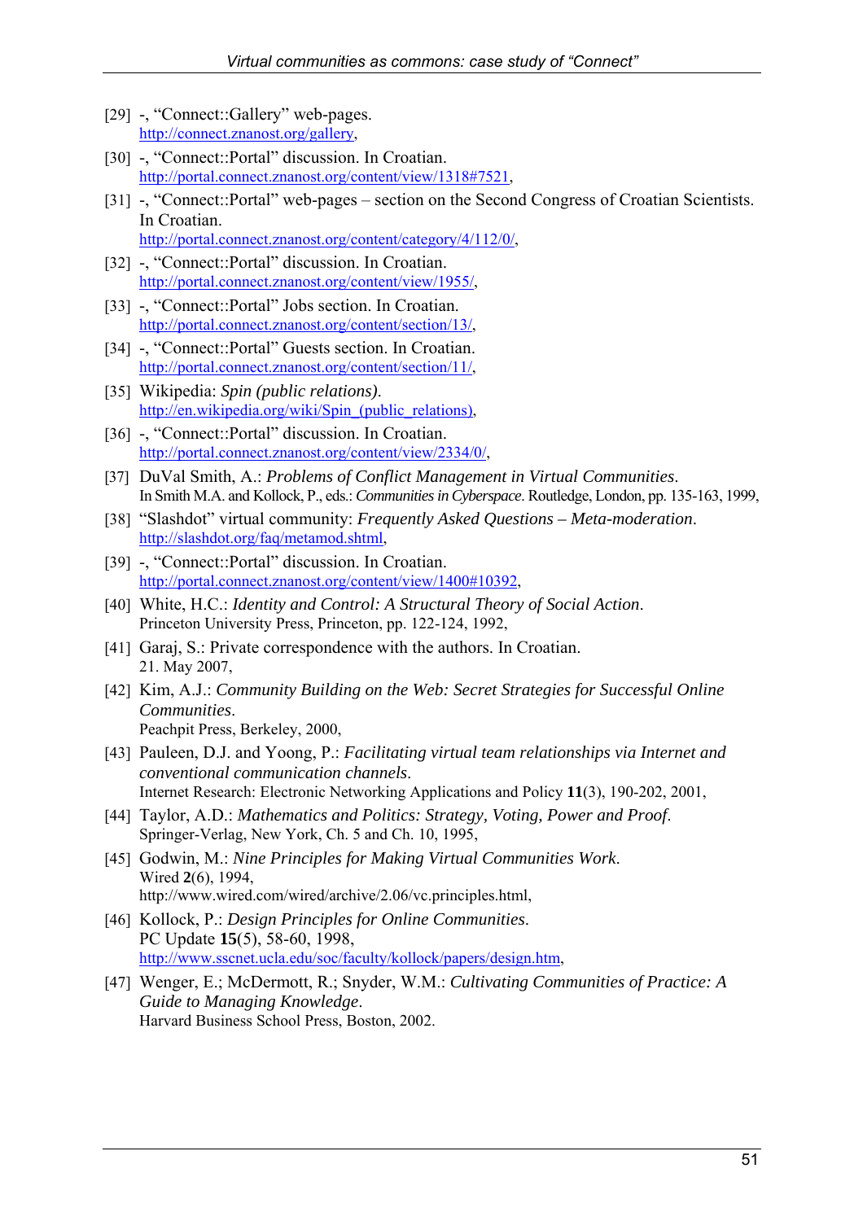[29] -, "Connect::Gallery" web-pages.
http://connect.znanost.org/gallery,

[30] -, "Connect::Portal" discussion. In Croatian.
http://portal.connect.znanost.org/content/view/1318#7521,

[31] -, "Connect::Portal" web-pages – section on the Second Congress of Croatian Scientists. In Croatian.
http://portal.connect.znanost.org/content/category/4/112/0/,

[32] -, "Connect::Portal" discussion. In Croatian.
http://portal.connect.znanost.org/content/view/1955/,

[33] -, "Connect::Portal" Jobs section. In Croatian.
http://portal.connect.znanost.org/content/section/13/,

[34] -, "Connect::Portal" Guests section. In Croatian.
http://portal.connect.znanost.org/content/section/11/,

[35] Wikipedia: *Spin (public relations)*.
http://en.wikipedia.org/wiki/Spin_(public_relations),

[36] -, "Connect::Portal" discussion. In Croatian.
http://portal.connect.znanost.org/content/view/2334/0/,

[37] DuVal Smith, A.: *Problems of Conflict Management in Virtual Communities*.
In Smith M.A. and Kollock, P., eds.: *Communities in Cyberspace*. Routledge, London, pp. 135-163, 1999,

[38] "Slashdot" virtual community: *Frequently Asked Questions – Meta-moderation*.
http://slashdot.org/faq/metamod.shtml,

[39] -, "Connect::Portal" discussion. In Croatian.
http://portal.connect.znanost.org/content/view/1400#10392,

[40] White, H.C.: *Identity and Control: A Structural Theory of Social Action*.
Princeton University Press, Princeton, pp. 122-124, 1992,

[41] Garaj, S.: Private correspondence with the authors. In Croatian.
21. May 2007,

[42] Kim, A.J.: *Community Building on the Web: Secret Strategies for Successful Online Communities*.
Peachpit Press, Berkeley, 2000,

[43] Pauleen, D.J. and Yoong, P.: *Facilitating virtual team relationships via Internet and conventional communication channels*.
Internet Research: Electronic Networking Applications and Policy **11**(3), 190-202, 2001,

[44] Taylor, A.D.: *Mathematics and Politics: Strategy, Voting, Power and Proof*.
Springer-Verlag, New York, Ch. 5 and Ch. 10, 1995,

[45] Godwin, M.: *Nine Principles for Making Virtual Communities Work*.
Wired **2**(6), 1994,
http://www.wired.com/wired/archive/2.06/vc.principles.html,

[46] Kollock, P.: *Design Principles for Online Communities*.
PC Update **15**(5), 58-60, 1998,
http://www.sscnet.ucla.edu/soc/faculty/kollock/papers/design.htm,

[47] Wenger, E.; McDermott, R.; Snyder, W.M.: *Cultivating Communities of Practice: A Guide to Managing Knowledge*.
Harvard Business School Press, Boston, 2002.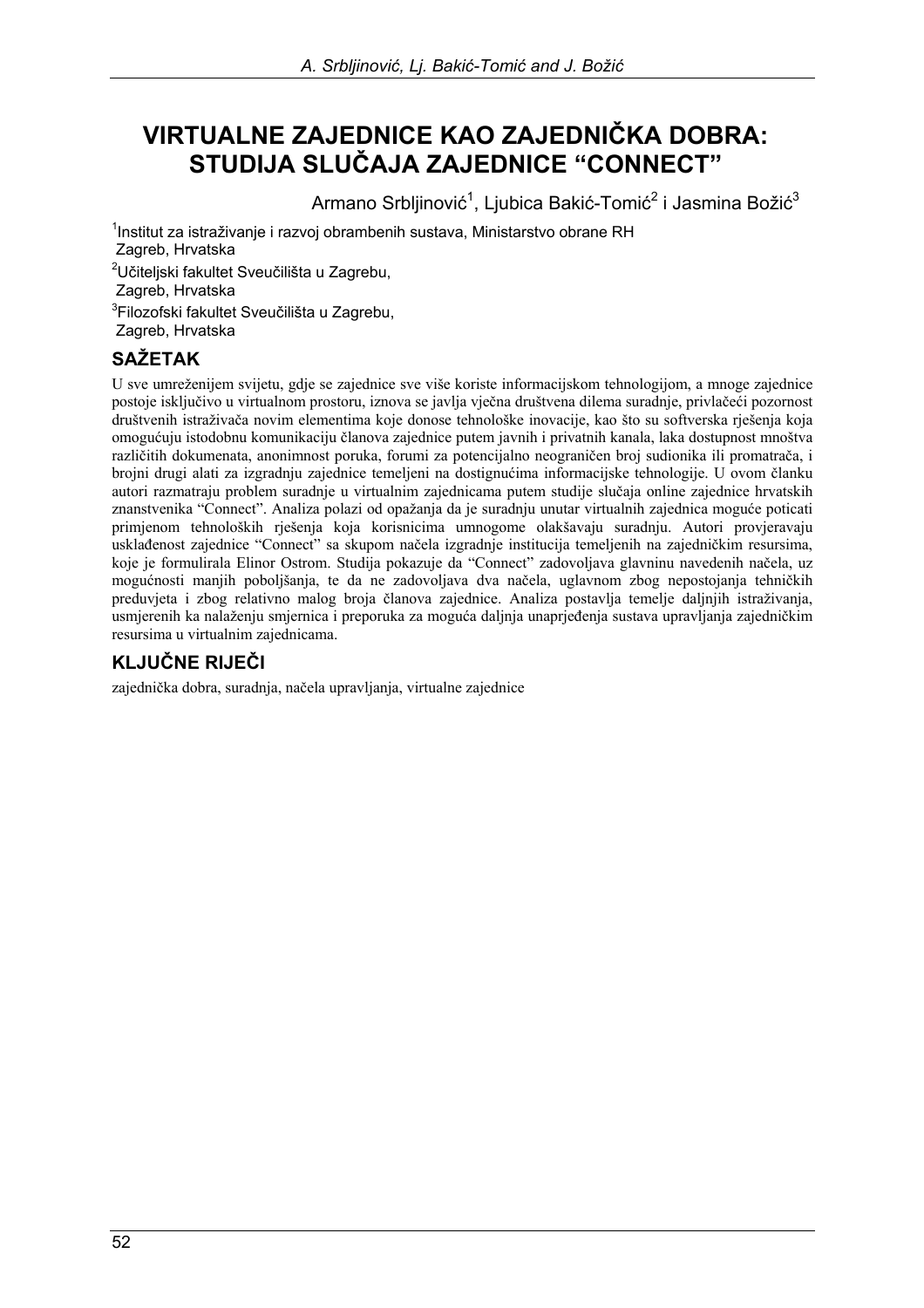# VIRTUALNE ZAJEDNICE KAO ZAJEDNIČKA DOBRA: STUDIJA SLUČAJA ZAJEDNICE "CONNECT"

Armano Srbljinović[1], Ljubica Bakić-Tomić[2] i Jasmina Božić[3]

[1]Institut za istraživanje i razvoj obrambenih sustava, Ministarstvo obrane RH
Zagreb, Hrvatska

[2]Učiteljski fakultet Sveučilišta u Zagrebu,
Zagreb, Hrvatska

[3]Filozofski fakultet Sveučilišta u Zagrebu,
Zagreb, Hrvatska

## SAŽETAK

U sve umreženijem svijetu, gdje se zajednice sve više koriste informacijskom tehnologijom, a mnoge zajednice postoje isključivo u virtualnom prostoru, iznova se javlja vječna društvena dilema suradnje, privlačeći pozornost društvenih istraživača novim elementima koje donose tehnološke inovacije, kao što su softverska rješenja koja omogućuju istodobnu komunikaciju članova zajednice putem javnih i privatnih kanala, laka dostupnost mnoštva različitih dokumenata, anonimnost poruka, forumi za potencijalno neograničen broj sudionika ili promatrača, i brojni drugi alati za izgradnju zajednice temeljeni na dostignućima informacijske tehnologije. U ovom članku autori razmatraju problem suradnje u virtualnim zajednicama putem studije slučaja online zajednice hrvatskih znanstvenika "Connect". Analiza polazi od opažanja da je suradnju unutar virtualnih zajednica moguće poticati primjenom tehnoloških rješenja koja korisnicima umnogome olakšavaju suradnju. Autori provjeravaju usklađenost zajednice "Connect" sa skupom načela izgradnje institucija temeljenih na zajedničkim resursima, koje je formulirala Elinor Ostrom. Studija pokazuje da "Connect" zadovoljava glavninu navedenih načela, uz mogućnosti manjih poboljšanja, te da ne zadovoljava dva načela, uglavnom zbog nepostojanja tehničkih preduvjeta i zbog relativno malog broja članova zajednice. Analiza postavlja temelje daljnjih istraživanja, usmjerenih ka nalaženju smjernica i preporuka za moguća daljnja unaprjeđenja sustava upravljanja zajedničkim resursima u virtualnim zajednicama.

## KLJUČNE RIJEČI

zajednička dobra, suradnja, načela upravljanja, virtualne zajednice